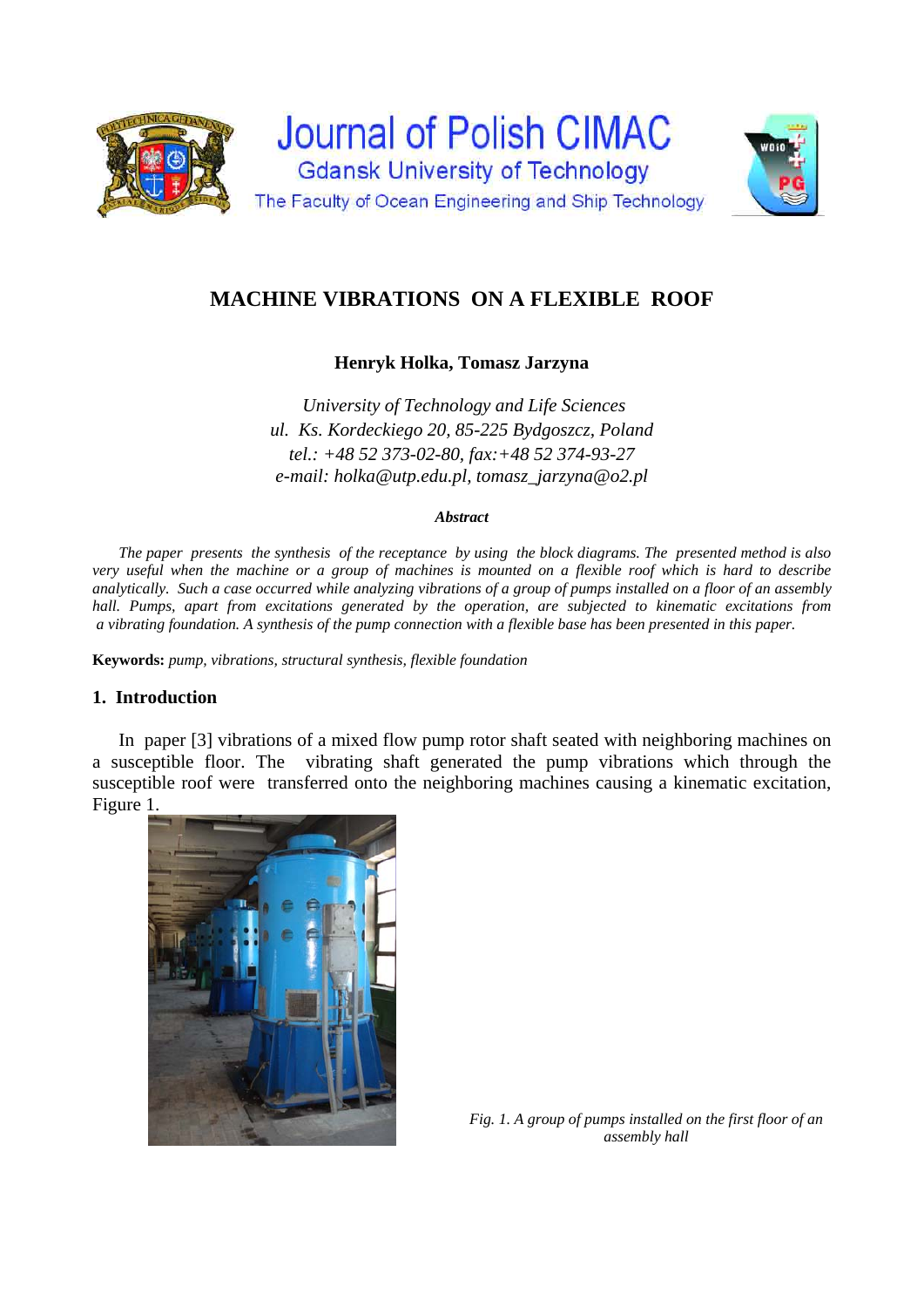# MACHINE VIBRATIONS ON A FLEXIBLE ROOF

**Henryk Holka, Tomasz Jarzyna**

*University of Technology and Life Sciences*
*ul. Ks. Kordeckiego 20, 85-225 Bydgoszcz, Poland*
*tel.: +48 52 373-02-80, fax:+48 52 374-93-27*
*e-mail: holka@utp.edu.pl, tomasz_jarzyna@o2.pl*

***Abstract***

*The paper presents the synthesis of the receptance by using the block diagrams. The presented method is also very useful when the machine or a group of machines is mounted on a flexible roof which is hard to describe analytically. Such a case occurred while analyzing vibrations of a group of pumps installed on a floor of an assembly hall. Pumps, apart from excitations generated by the operation, are subjected to kinematic excitations from a vibrating foundation. A synthesis of the pump connection with a flexible base has been presented in this paper.*

**Keywords:** *pump, vibrations, structural synthesis, flexible foundation*

## 1. Introduction

In paper [3] vibrations of a mixed flow pump rotor shaft seated with neighboring machines on a susceptible floor. The vibrating shaft generated the pump vibrations which through the susceptible roof were transferred onto the neighboring machines causing a kinematic excitation, Figure 1.

*Fig. 1. A group of pumps installed on the first floor of an assembly hall*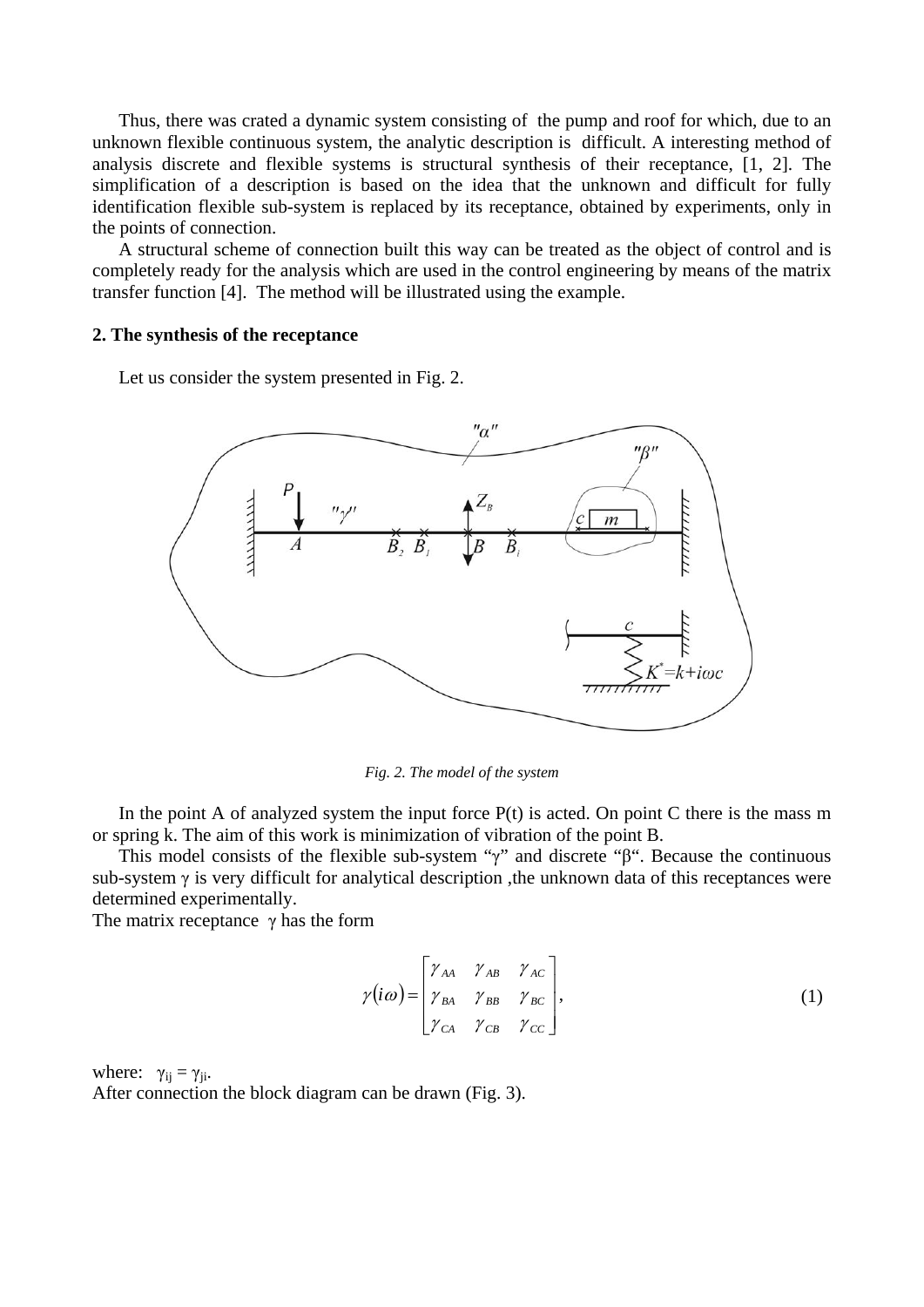Thus, there was crated a dynamic system consisting of the pump and roof for which, due to an unknown flexible continuous system, the analytic description is difficult. A interesting method of analysis discrete and flexible systems is structural synthesis of their receptance, [1, 2]. The simplification of a description is based on the idea that the unknown and difficult for fully identification flexible sub-system is replaced by its receptance, obtained by experiments, only in the points of connection.

A structural scheme of connection built this way can be treated as the object of control and is completely ready for the analysis which are used in the control engineering by means of the matrix transfer function [4]. The method will be illustrated using the example.

## 2. The synthesis of the receptance

Let us consider the system presented in Fig. 2.

*Fig. 2. The model of the system*

In the point A of analyzed system the input force P(t) is acted. On point C there is the mass m or spring k. The aim of this work is minimization of vibration of the point B.

This model consists of the flexible sub-system "γ" and discrete "β". Because the continuous sub-system γ is very difficult for analytical description ,the unknown data of this receptances were determined experimentally.

The matrix receptance γ has the form

$$\gamma(i\omega) = \begin{bmatrix} \gamma_{AA} & \gamma_{AB} & \gamma_{AC} \\ \gamma_{BA} & \gamma_{BB} & \gamma_{BC} \\ \gamma_{CA} & \gamma_{CB} & \gamma_{CC} \end{bmatrix}, \tag{1}$$

where: $\gamma_{ij} = \gamma_{ji}$.

After connection the block diagram can be drawn (Fig. 3).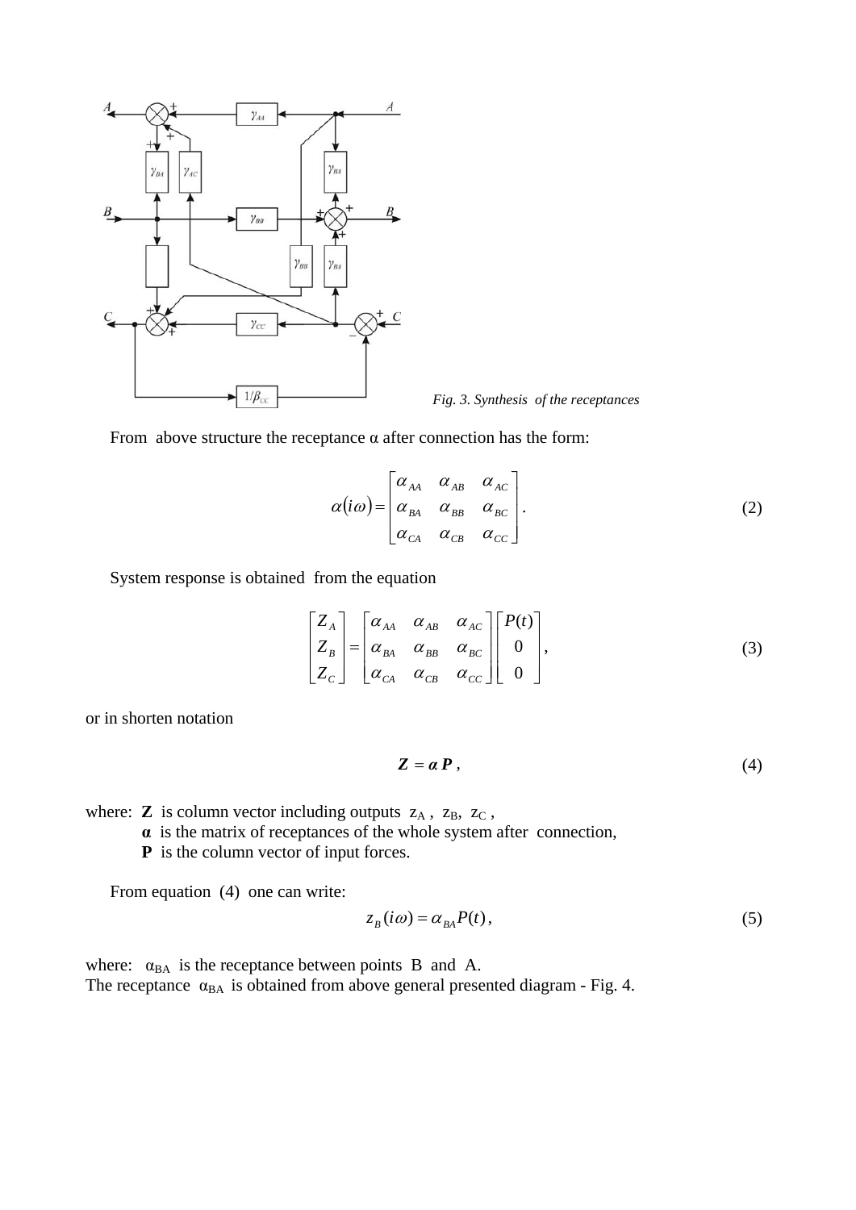*Fig. 3. Synthesis of the receptances*

From above structure the receptance α after connection has the form:

$$\alpha(i\omega) = \begin{bmatrix} \alpha_{AA} & \alpha_{AB} & \alpha_{AC} \\ \alpha_{BA} & \alpha_{BB} & \alpha_{BC} \\ \alpha_{CA} & \alpha_{CB} & \alpha_{CC} \end{bmatrix}. \tag{2}$$

System response is obtained from the equation

$$\begin{bmatrix} Z_A \\ Z_B \\ Z_C \end{bmatrix} = \begin{bmatrix} \alpha_{AA} & \alpha_{AB} & \alpha_{AC} \\ \alpha_{BA} & \alpha_{BB} & \alpha_{BC} \\ \alpha_{CA} & \alpha_{CB} & \alpha_{CC} \end{bmatrix} \begin{bmatrix} P(t) \\ 0 \\ 0 \end{bmatrix}, \tag{3}$$

or in shorten notation

$$\boldsymbol{Z} = \boldsymbol{\alpha}\,\boldsymbol{P}\,, \tag{4}$$

where: **Z** is column vector including outputs $z_A$ , $z_B$, $z_C$ ,
**α** is the matrix of receptances of the whole system after connection,
**P** is the column vector of input forces.

From equation (4) one can write:

$$z_B(i\omega) = \alpha_{BA} P(t)\,, \tag{5}$$

where: $\alpha_{BA}$ is the receptance between points B and A.
The receptance $\alpha_{BA}$ is obtained from above general presented diagram - Fig. 4.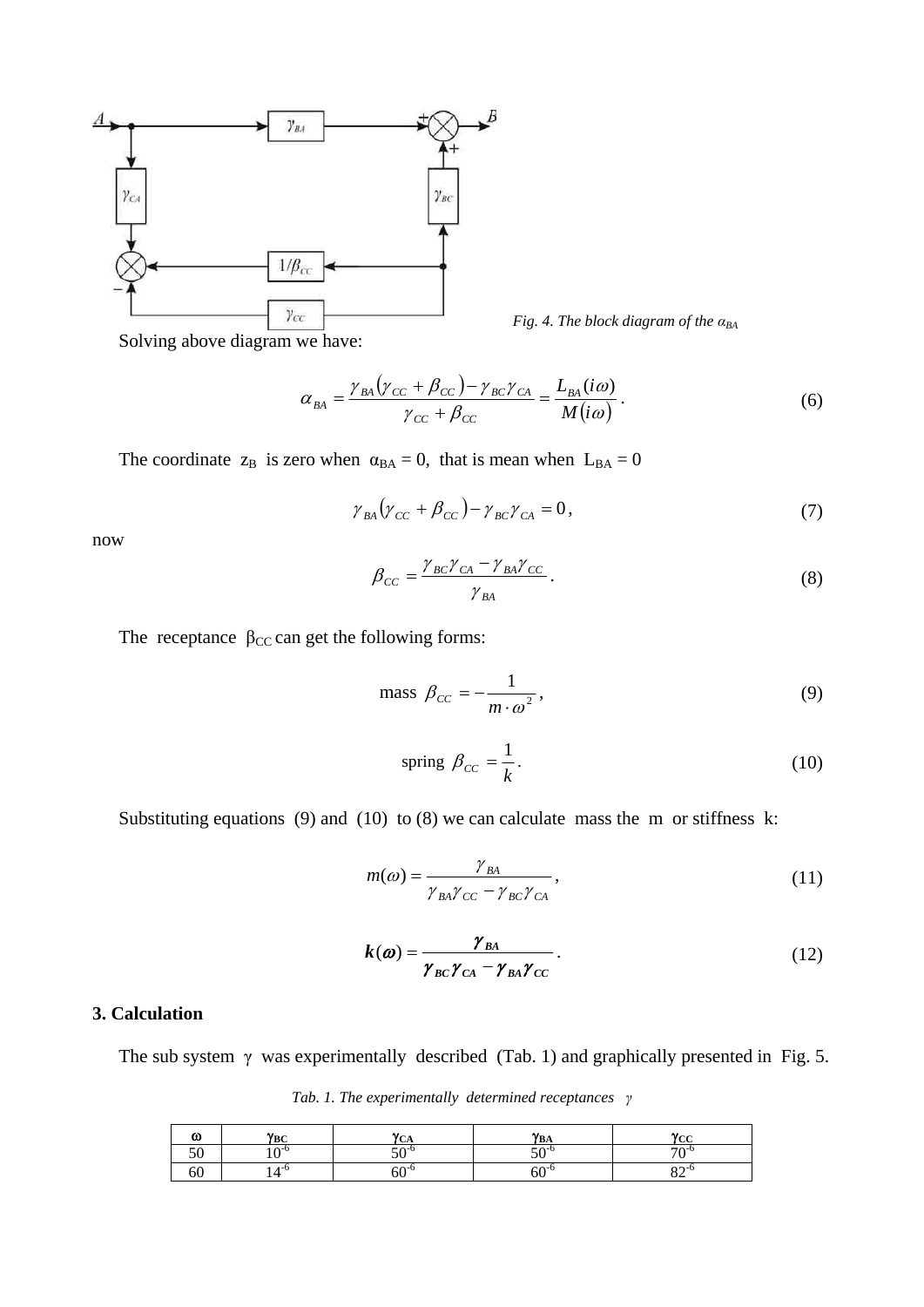Fig. 4. The block diagram of the $\alpha_{BA}$

Solving above diagram we have:

$$\alpha_{BA} = \frac{\gamma_{BA}(\gamma_{CC} + \beta_{CC}) - \gamma_{BC}\gamma_{CA}}{\gamma_{CC} + \beta_{CC}} = \frac{L_{BA}(i\omega)}{M(i\omega)}. \tag{6}$$

The coordinate $z_B$ is zero when $\alpha_{BA} = 0$, that is mean when $L_{BA} = 0$

$$\gamma_{BA}(\gamma_{CC} + \beta_{CC}) - \gamma_{BC}\gamma_{CA} = 0, \tag{7}$$

now

$$\beta_{CC} = \frac{\gamma_{BC}\gamma_{CA} - \gamma_{BA}\gamma_{CC}}{\gamma_{BA}}. \tag{8}$$

The receptance $\beta_{CC}$ can get the following forms:

$$\text{mass } \beta_{CC} = -\frac{1}{m \cdot \omega^2}, \tag{9}$$

$$\text{spring } \beta_{CC} = \frac{1}{k}. \tag{10}$$

Substituting equations (9) and (10) to (8) we can calculate mass the $m$ or stiffness $k$:

$$m(\omega) = \frac{\gamma_{BA}}{\gamma_{BA}\gamma_{CC} - \gamma_{BC}\gamma_{CA}}, \tag{11}$$

$$\boldsymbol{k(\omega) = \frac{\gamma_{BA}}{\gamma_{BC}\gamma_{CA} - \gamma_{BA}\gamma_{CC}}}. \tag{12}$$

## 3. Calculation

The sub system $\gamma$ was experimentally described (Tab. 1) and graphically presented in Fig. 5.

*Tab. 1. The experimentally determined receptances $\gamma$*

| $\omega$ | $\gamma_{BC}$ | $\gamma_{CA}$ | $\gamma_{BA}$ | $\gamma_{CC}$ |
|---|---|---|---|---|
| 50 | $10^{-6}$ | $50^{-6}$ | $50^{-6}$ | $70^{-6}$ |
| 60 | $14^{-6}$ | $60^{-6}$ | $60^{-6}$ | $82^{-6}$ |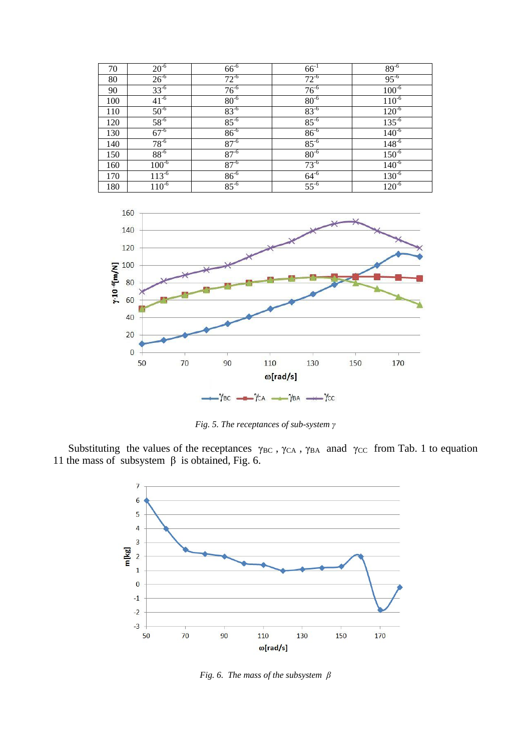| 70 | $20^{-6}$ | $66^{-6}$ | $66^{-1}$ | $89^{-6}$ |
|---|---|---|---|---|
| 80 | $26^{-6}$ | $72^{-6}$ | $72^{-6}$ | $95^{-6}$ |
| 90 | $33^{-6}$ | $76^{-6}$ | $76^{-6}$ | $100^{-6}$ |
| 100 | $41^{-6}$ | $80^{-6}$ | $80^{-6}$ | $110^{-6}$ |
| 110 | $50^{-6}$ | $83^{-6}$ | $83^{-6}$ | $120^{-6}$ |
| 120 | $58^{-6}$ | $85^{-6}$ | $85^{-6}$ | $135^{-6}$ |
| 130 | $67^{-6}$ | $86^{-6}$ | $86^{-6}$ | $140^{-6}$ |
| 140 | $78^{-6}$ | $87^{-6}$ | $85^{-6}$ | $148^{-6}$ |
| 150 | $88^{-6}$ | $87^{-6}$ | $80^{-6}$ | $150^{-6}$ |
| 160 | $100^{-6}$ | $87^{-6}$ | $73^{-6}$ | $140^{-6}$ |
| 170 | $113^{-6}$ | $86^{-6}$ | $64^{-6}$ | $130^{-6}$ |
| 180 | $110^{-6}$ | $85^{-6}$ | $55^{-6}$ | $120^{-6}$ |

*Fig. 5. The receptances of sub-system $\gamma$*

Substituting the values of the receptances $\gamma_{BC}$ , $\gamma_{CA}$ , $\gamma_{BA}$ anad $\gamma_{CC}$ from Tab. 1 to equation 11 the mass of subsystem $\beta$ is obtained, Fig. 6.

*Fig. 6. The mass of the subsystem $\beta$*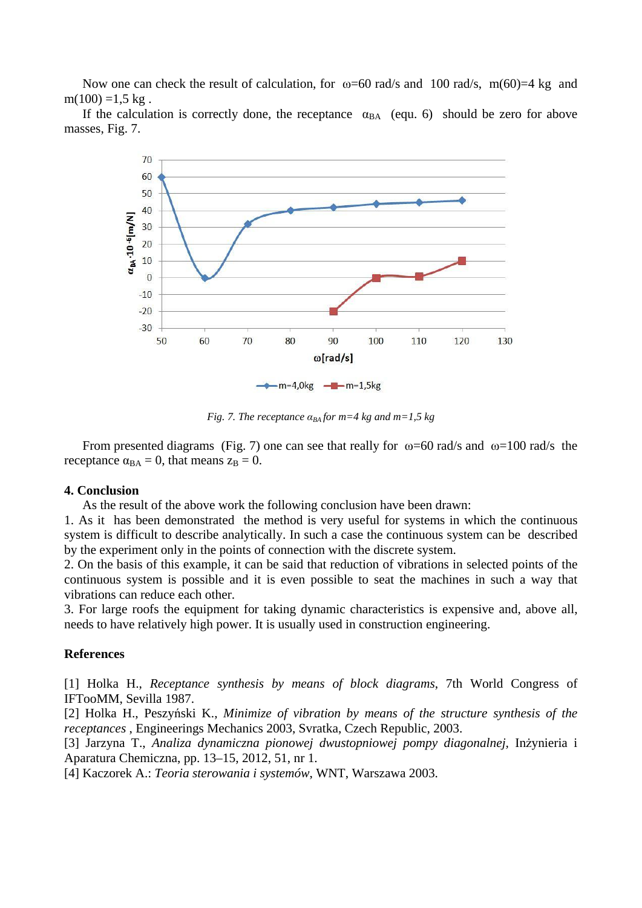Now one can check the result of calculation, for $\omega$=60 rad/s and 100 rad/s, m(60)=4 kg and m(100) =1,5 kg .

If the calculation is correctly done, the receptance $\alpha_{BA}$ (equ. 6) should be zero for above masses, Fig. 7.

70
60
50
40
30
20
10
0
-10
-20
-30

$\alpha_{BA} \cdot 10^{-6}$[m/N]

50 60 70 80 90 100 110 120 130

ω[rad/s]

m=4,0kg
m=1,5kg

*Fig. 7. The receptance $\alpha_{BA}$ for m=4 kg and m=1,5 kg*

From presented diagrams (Fig. 7) one can see that really for $\omega$=60 rad/s and $\omega$=100 rad/s the receptance $\alpha_{BA}$ = 0, that means $z_B$ = 0.

## 4. Conclusion

As the result of the above work the following conclusion have been drawn:

1. As it has been demonstrated the method is very useful for systems in which the continuous system is difficult to describe analytically. In such a case the continuous system can be described by the experiment only in the points of connection with the discrete system.
2. On the basis of this example, it can be said that reduction of vibrations in selected points of the continuous system is possible and it is even possible to seat the machines in such a way that vibrations can reduce each other.
3. For large roofs the equipment for taking dynamic characteristics is expensive and, above all, needs to have relatively high power. It is usually used in construction engineering.

## References

[1] Holka H., *Receptance synthesis by means of block diagrams*, 7th World Congress of IFTooMM, Sevilla 1987.

[2] Holka H., Peszyński K., *Minimize of vibration by means of the structure synthesis of the receptances* , Engineerings Mechanics 2003, Svratka, Czech Republic, 2003.

[3] Jarzyna T., *Analiza dynamiczna pionowej dwustopniowej pompy diagonalnej*, Inżynieria i Aparatura Chemiczna, pp. 13–15, 2012, 51, nr 1.

[4] Kaczorek A.: *Teoria sterowania i systemów*, WNT, Warszawa 2003.